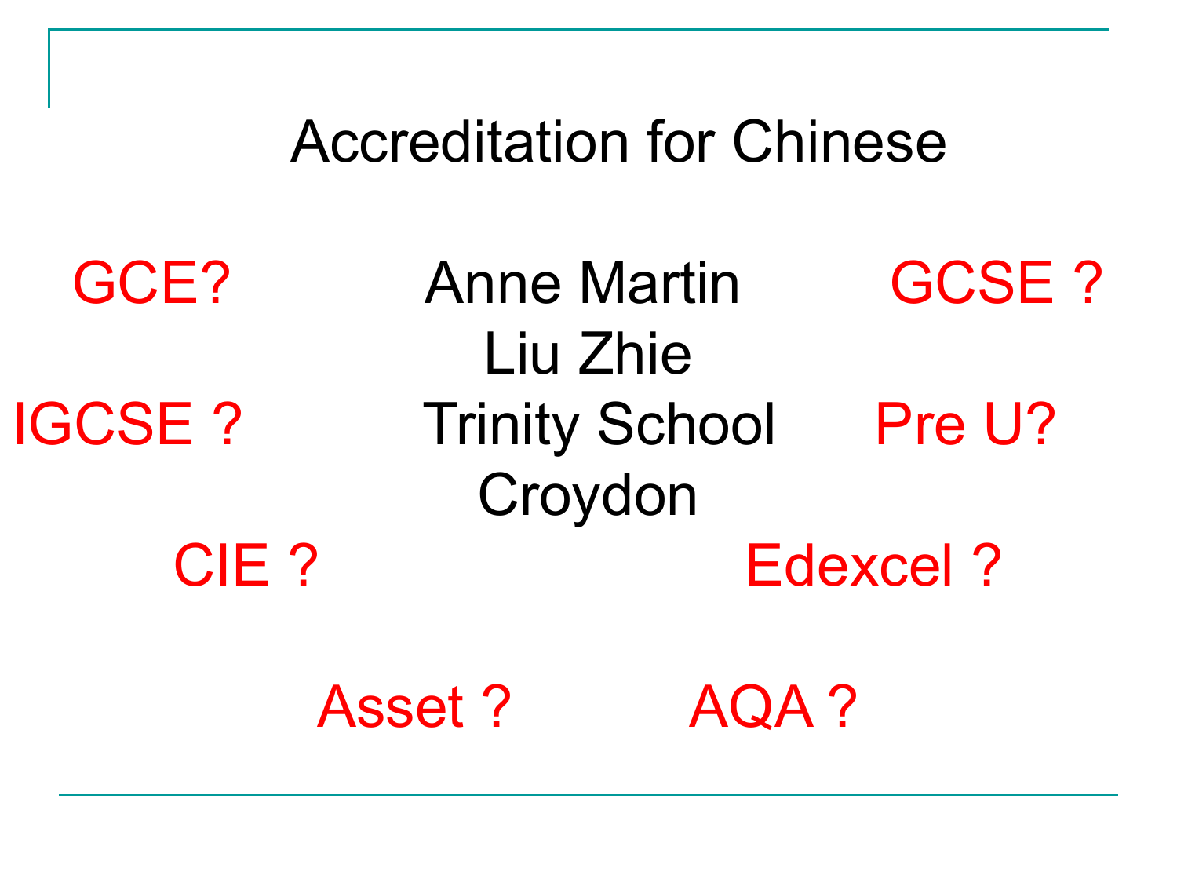# Accreditation for Chinese

Anne Martin
Liu Zhie
Trinity School
Croydon

GCE?

GCSE ?

IGCSE ?

Pre U?

CIE ?

Edexcel ?

Asset ?

AQA ?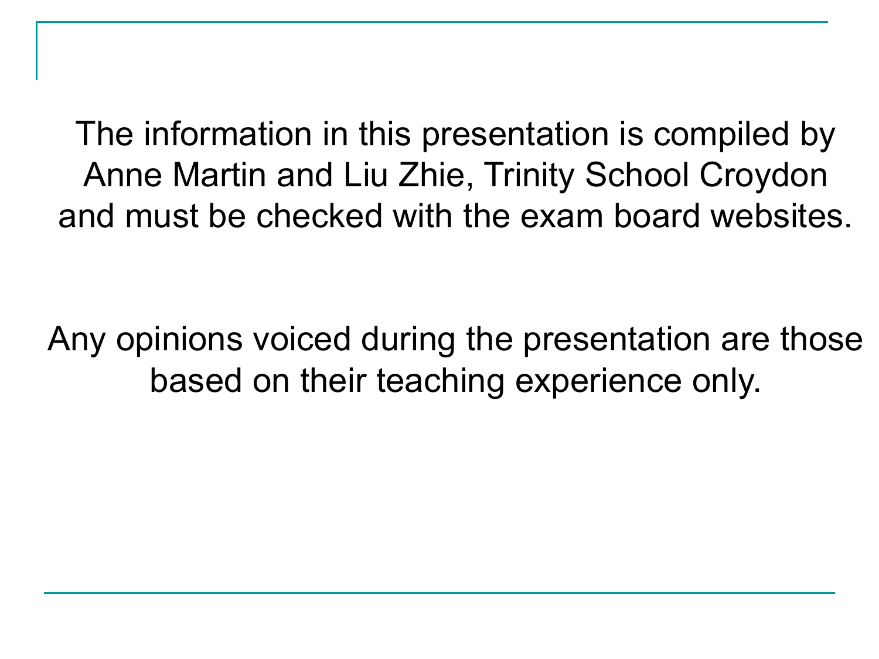The information in this presentation is compiled by Anne Martin and Liu Zhie, Trinity School Croydon and must be checked with the exam board websites.

Any opinions voiced during the presentation are those based on their teaching experience only.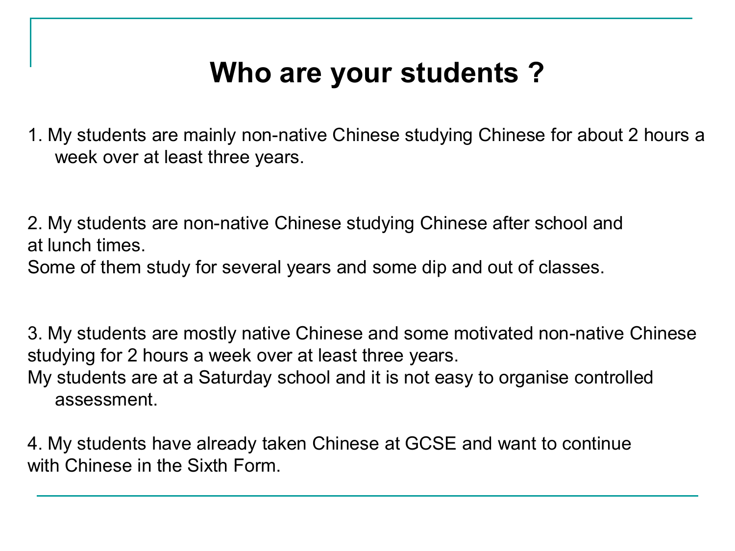# Who are your students ?

1. My students are mainly non-native Chinese studying Chinese for about 2 hours a week over at least three years.

2. My students are non-native Chinese studying Chinese after school and at lunch times.
Some of them study for several years and some dip and out of classes.

3. My students are mostly native Chinese and some motivated non-native Chinese studying for 2 hours a week over at least three years.
My students are at a Saturday school and it is not easy to organise controlled assessment.

4. My students have already taken Chinese at GCSE and want to continue with Chinese in the Sixth Form.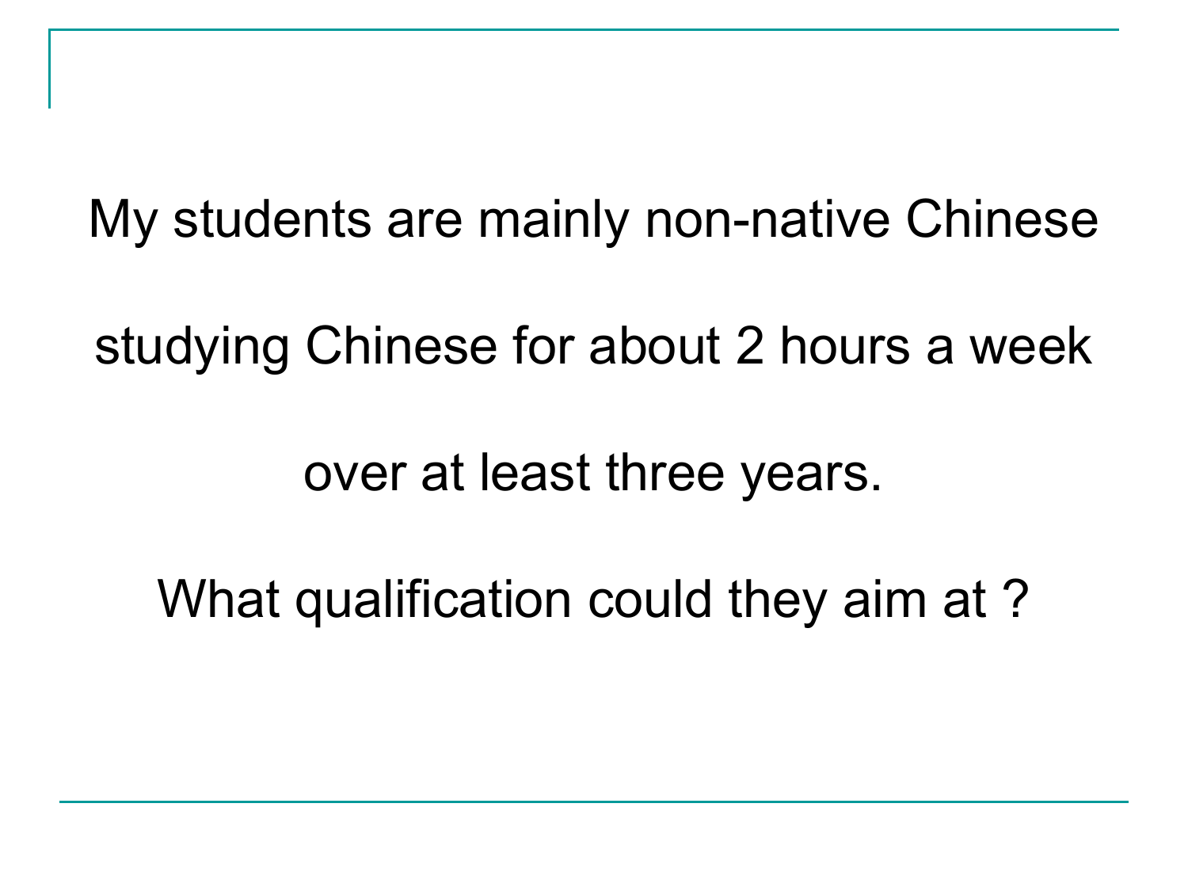My students are mainly non-native Chinese studying Chinese for about 2 hours a week over at least three years.

What qualification could they aim at ?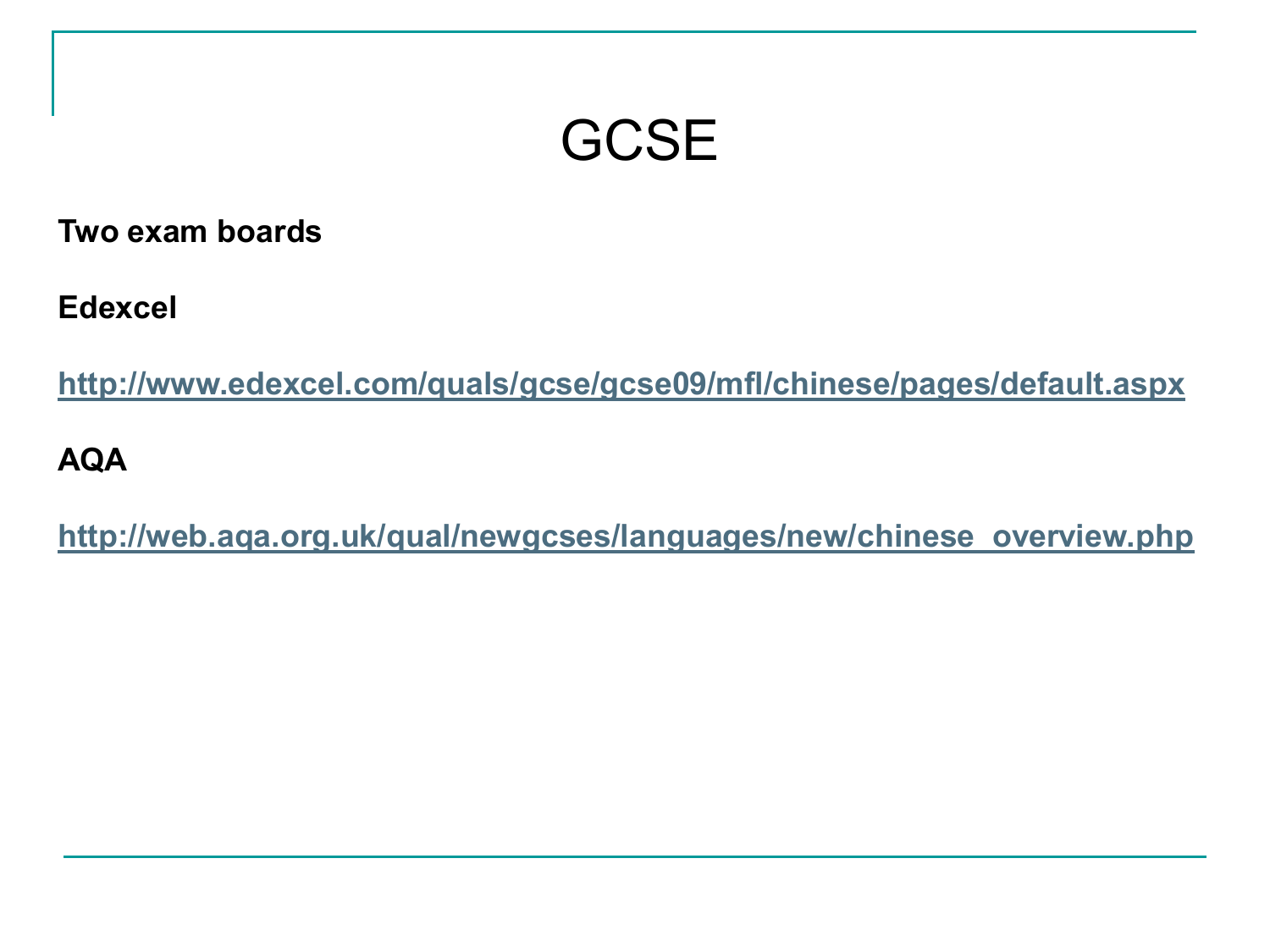# GCSE

**Two exam boards**

**Edexcel**

**http://www.edexcel.com/quals/gcse/gcse09/mfl/chinese/pages/default.aspx**

**AQA**

**http://web.aqa.org.uk/qual/newgcses/languages/new/chinese_overview.php**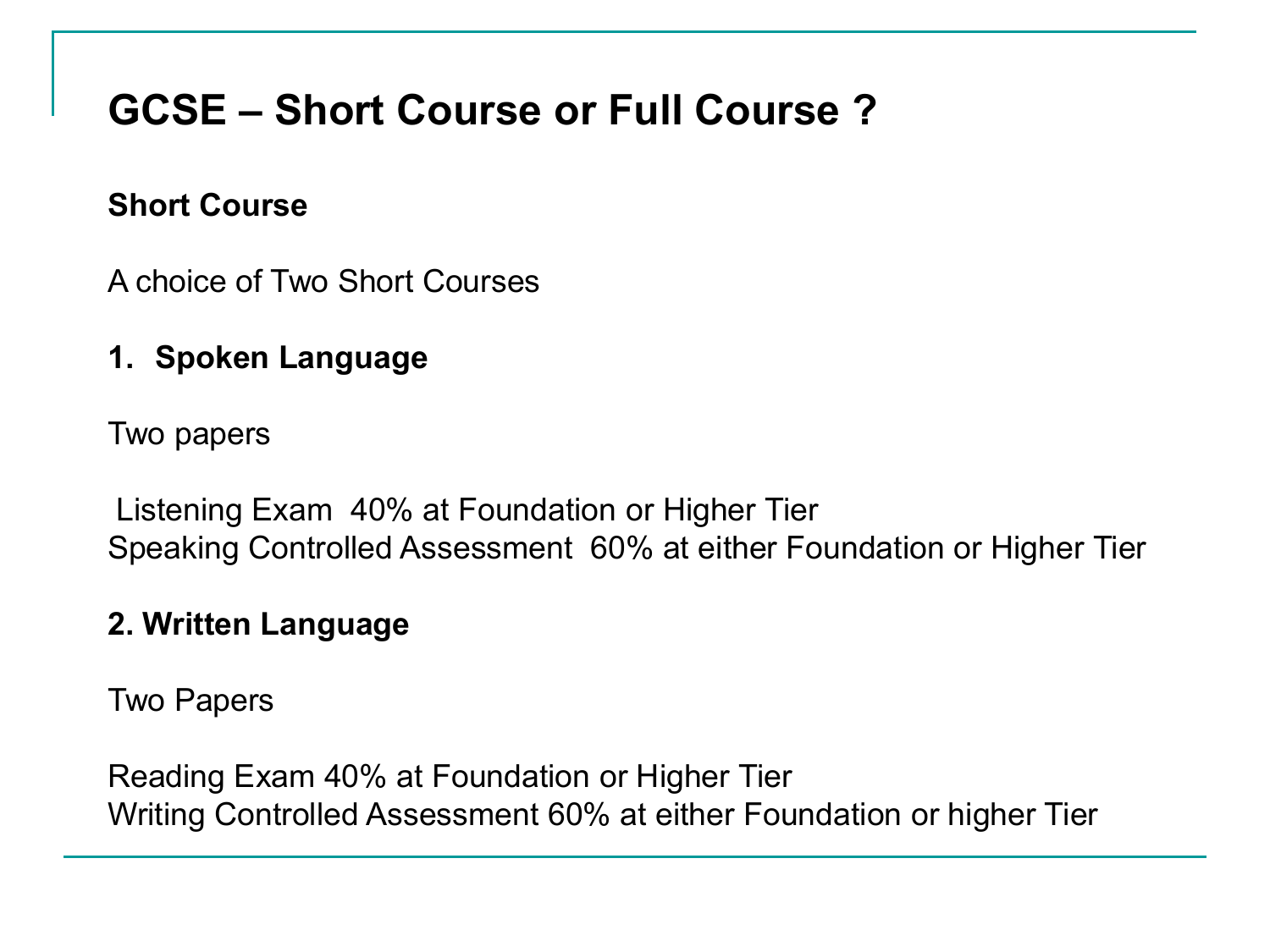# GCSE – Short Course or Full Course ?

**Short Course**

A choice of Two Short Courses

1. **Spoken Language**

Two papers

Listening Exam 40% at Foundation or Higher Tier
Speaking Controlled Assessment 60% at either Foundation or Higher Tier

**2. Written Language**

Two Papers

Reading Exam 40% at Foundation or Higher Tier
Writing Controlled Assessment 60% at either Foundation or higher Tier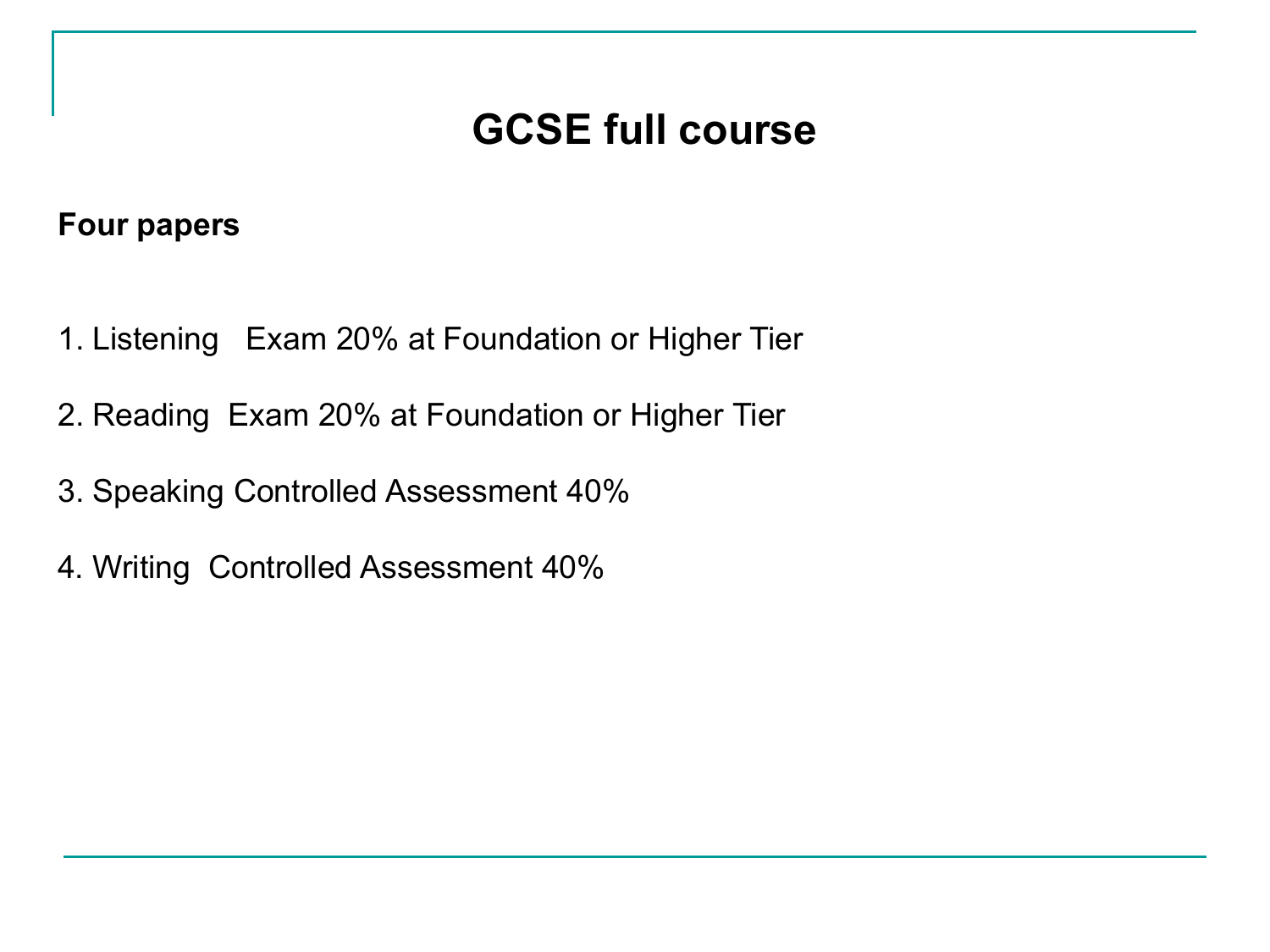# GCSE full course

**Four papers**

1. Listening Exam 20% at Foundation or Higher Tier
2. Reading Exam 20% at Foundation or Higher Tier
3. Speaking Controlled Assessment 40%
4. Writing Controlled Assessment 40%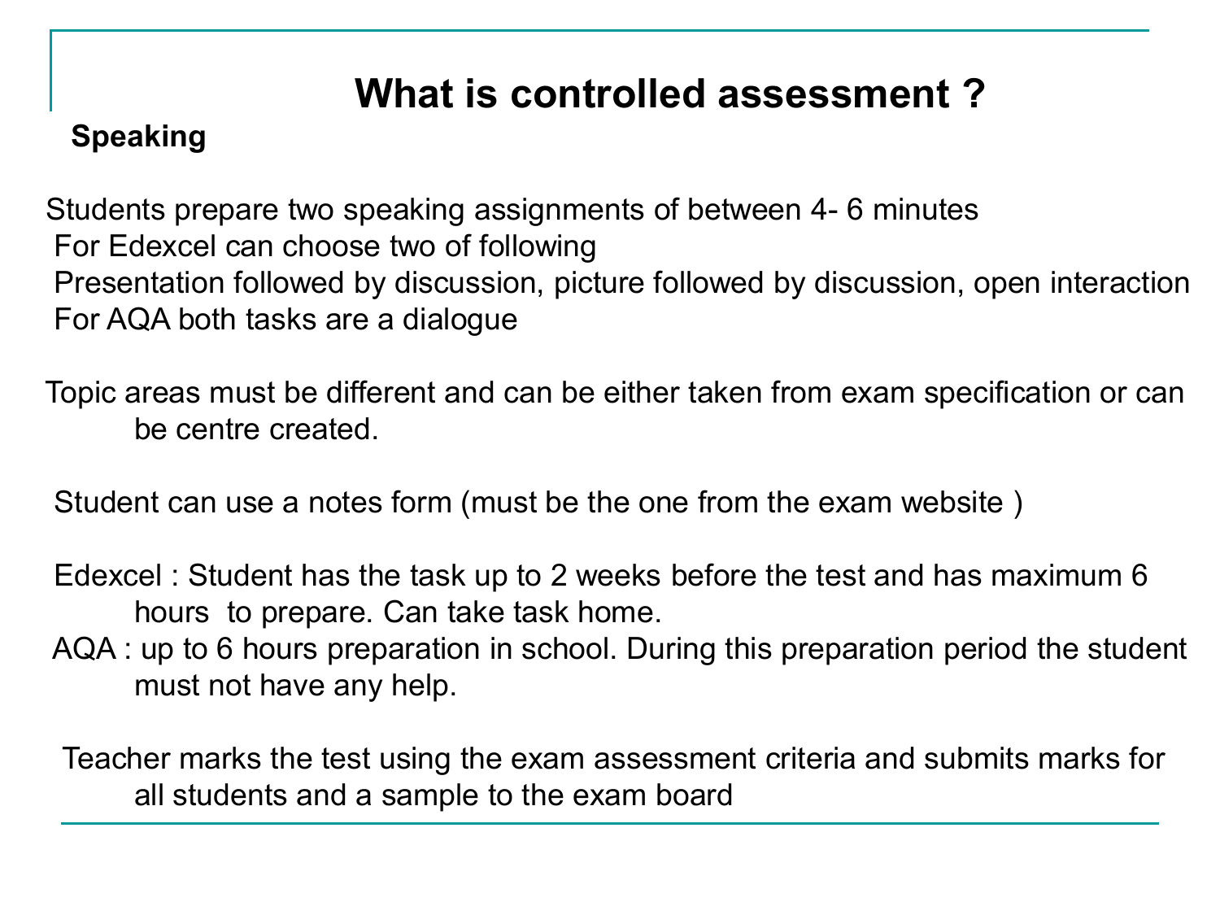# What is controlled assessment ?

**Speaking**

Students prepare two speaking assignments of between 4- 6 minutes

For Edexcel can choose two of following

Presentation followed by discussion, picture followed by discussion, open interaction

For AQA both tasks are a dialogue

Topic areas must be different and can be either taken from exam specification or can be centre created.

Student can use a notes form (must be the one from the exam website )

Edexcel : Student has the task up to 2 weeks before the test and has maximum 6 hours to prepare. Can take task home.

AQA : up to 6 hours preparation in school. During this preparation period the student must not have any help.

Teacher marks the test using the exam assessment criteria and submits marks for all students and a sample to the exam board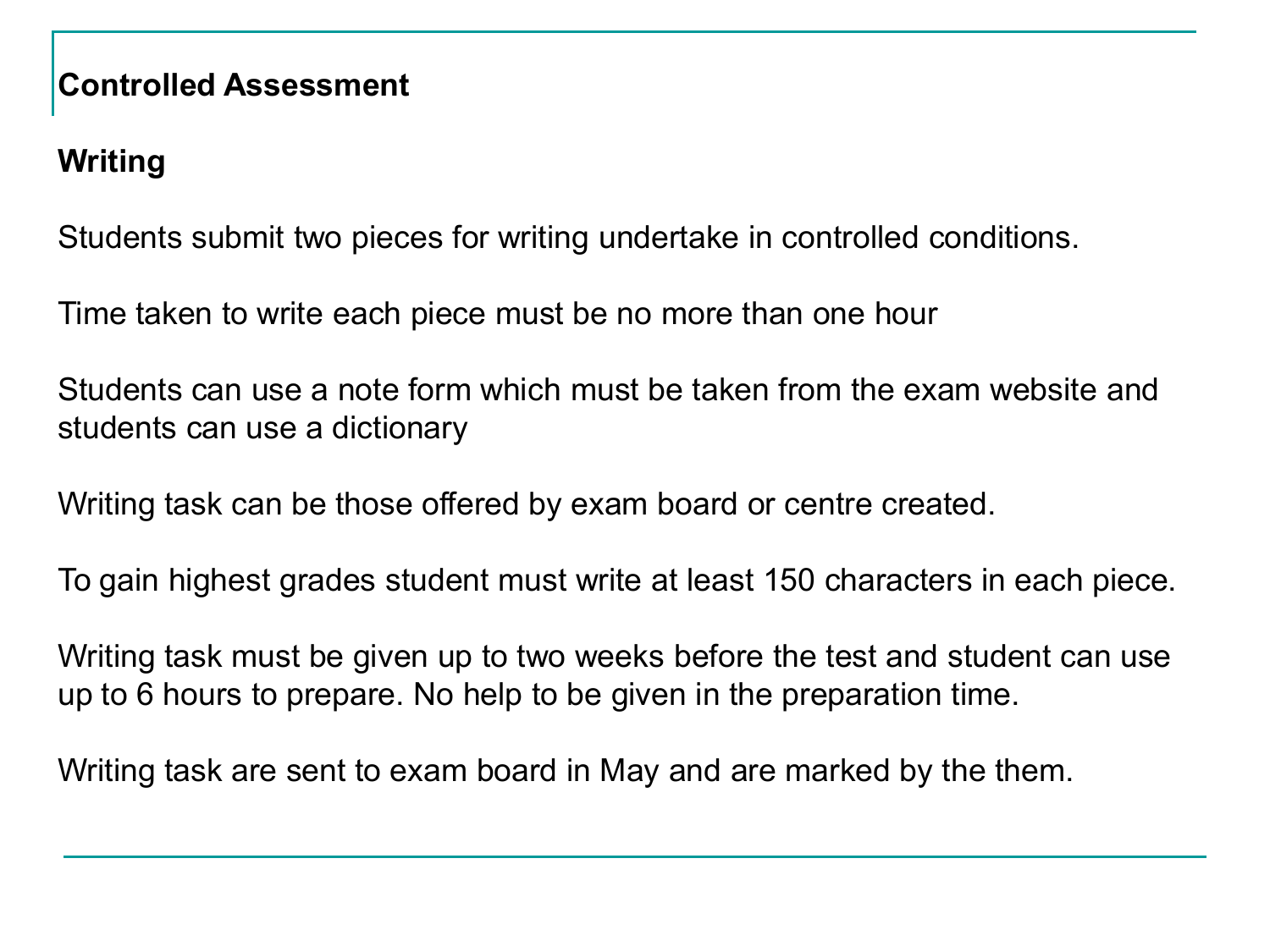## Controlled Assessment

### Writing

Students submit two pieces for writing undertake in controlled conditions.

Time taken to write each piece must be no more than one hour

Students can use a note form which must be taken from the exam website and students can use a dictionary

Writing task can be those offered by exam board or centre created.

To gain highest grades student must write at least 150 characters in each piece.

Writing task must be given up to two weeks before the test and student can use up to 6 hours to prepare. No help to be given in the preparation time.

Writing task are sent to exam board in May and are marked by the them.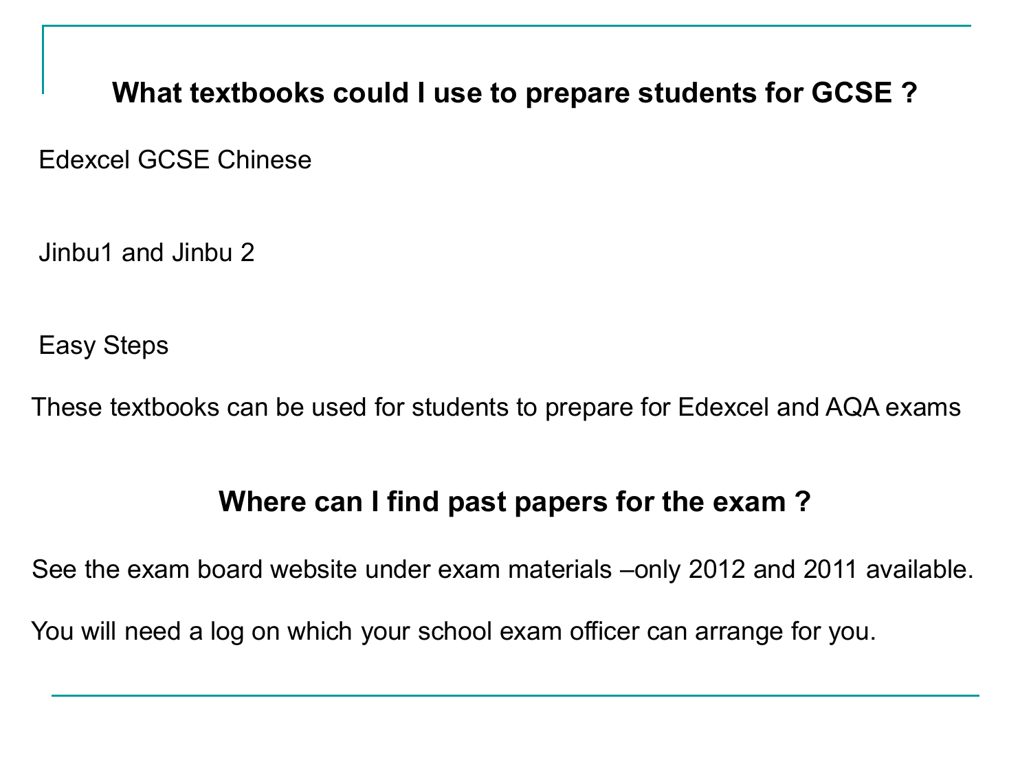## What textbooks could I use to prepare students for GCSE ?

Edexcel GCSE Chinese

Jinbu1 and Jinbu 2

Easy Steps

These textbooks can be used for students to prepare for Edexcel and AQA exams

## Where can I find past papers for the exam ?

See the exam board website under exam materials –only 2012 and 2011 available.

You will need a log on which your school exam officer can arrange for you.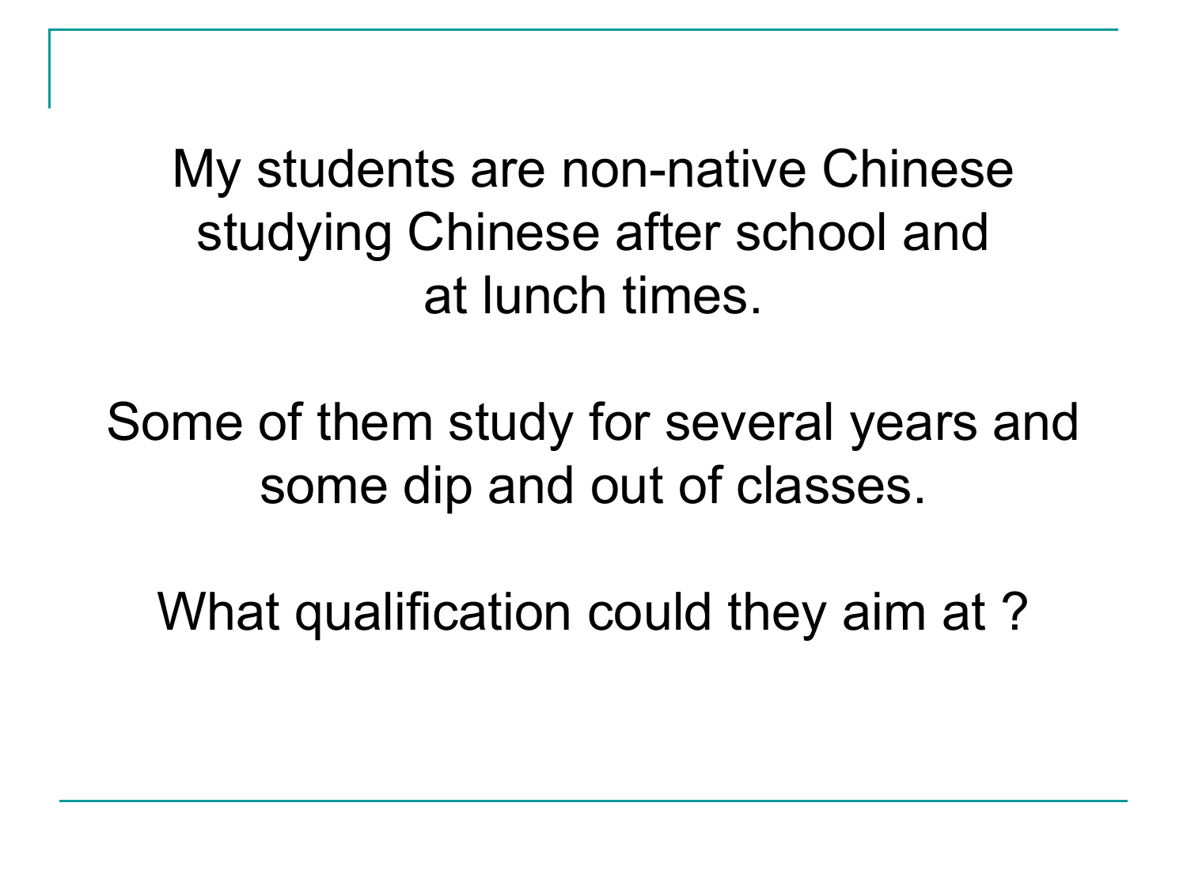My students are non-native Chinese studying Chinese after school and at lunch times.

Some of them study for several years and some dip and out of classes.

What qualification could they aim at ?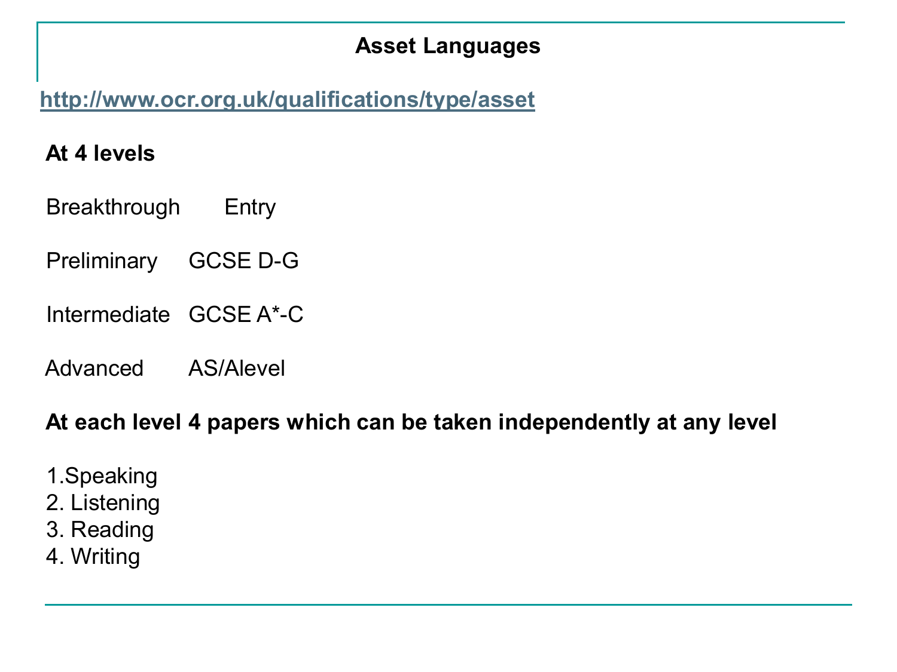# Asset Languages

http://www.ocr.org.uk/qualifications/type/asset

**At 4 levels**

| | |
|---|---|
| Breakthrough | Entry |
| Preliminary | GCSE D-G |
| Intermediate | GCSE A*-C |
| Advanced | AS/Alevel |

**At each level 4 papers which can be taken independently at any level**

1. Speaking
2. Listening
3. Reading
4. Writing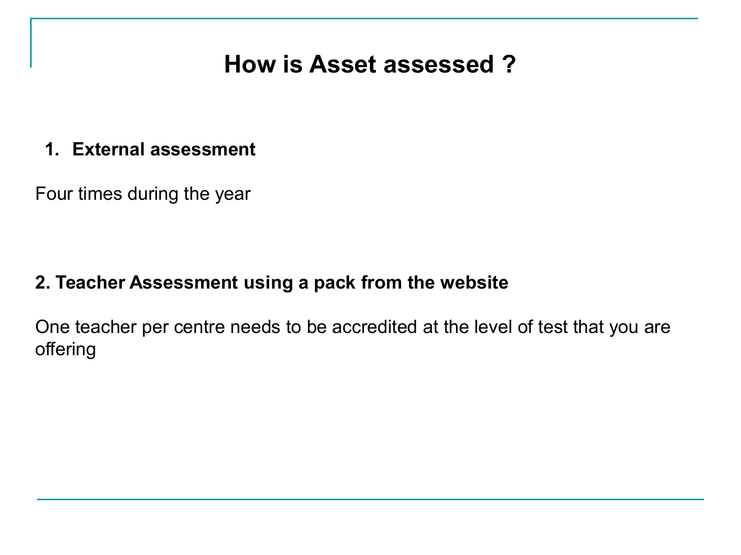# How is Asset assessed ?

1. **External assessment**

Four times during the year

**2. Teacher Assessment using a pack from the website**

One teacher per centre needs to be accredited at the level of test that you are offering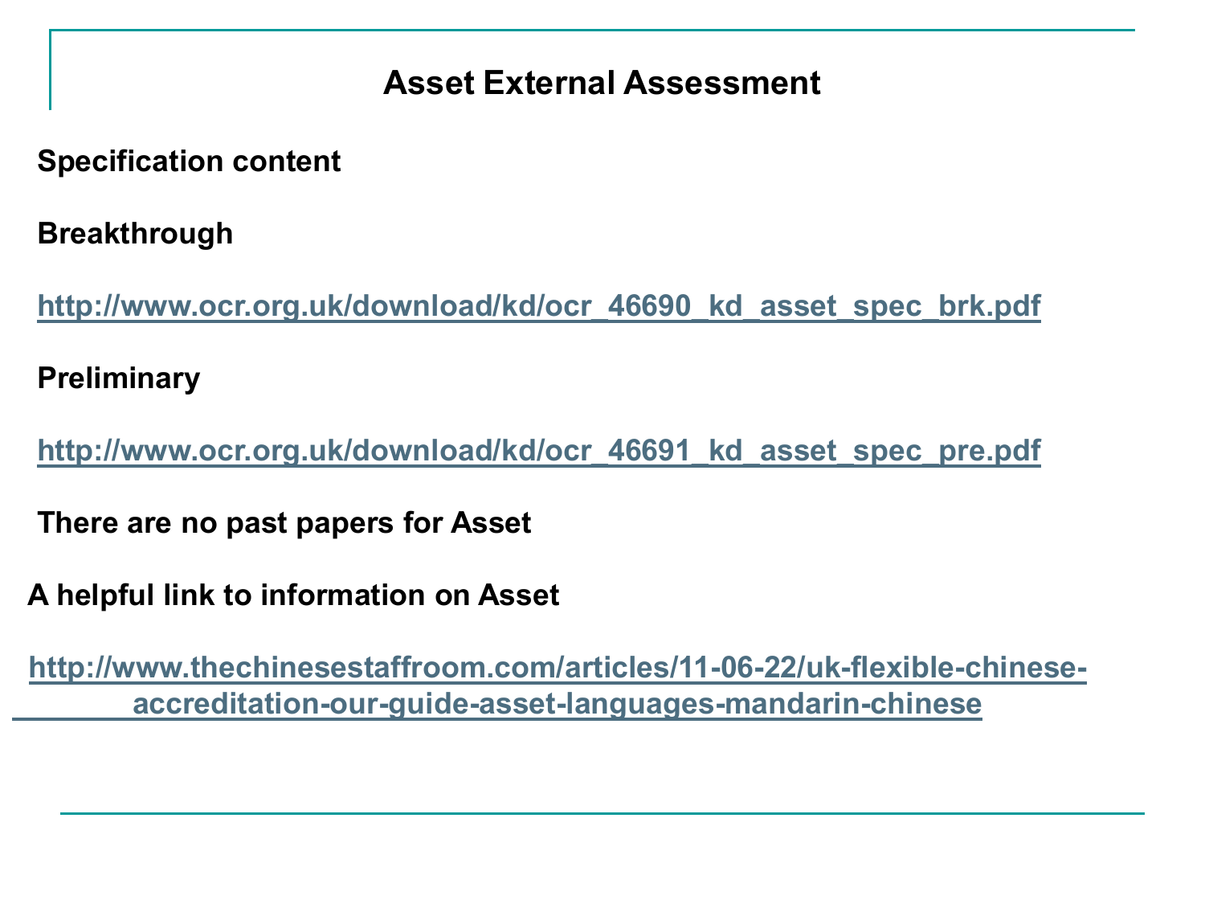# Asset External Assessment

**Specification content**

**Breakthrough**

http://www.ocr.org.uk/download/kd/ocr_46690_kd_asset_spec_brk.pdf

**Preliminary**

http://www.ocr.org.uk/download/kd/ocr_46691_kd_asset_spec_pre.pdf

**There are no past papers for Asset**

**A helpful link to information on Asset**

http://www.thechinesestaffroom.com/articles/11-06-22/uk-flexible-chinese-accreditation-our-guide-asset-languages-mandarin-chinese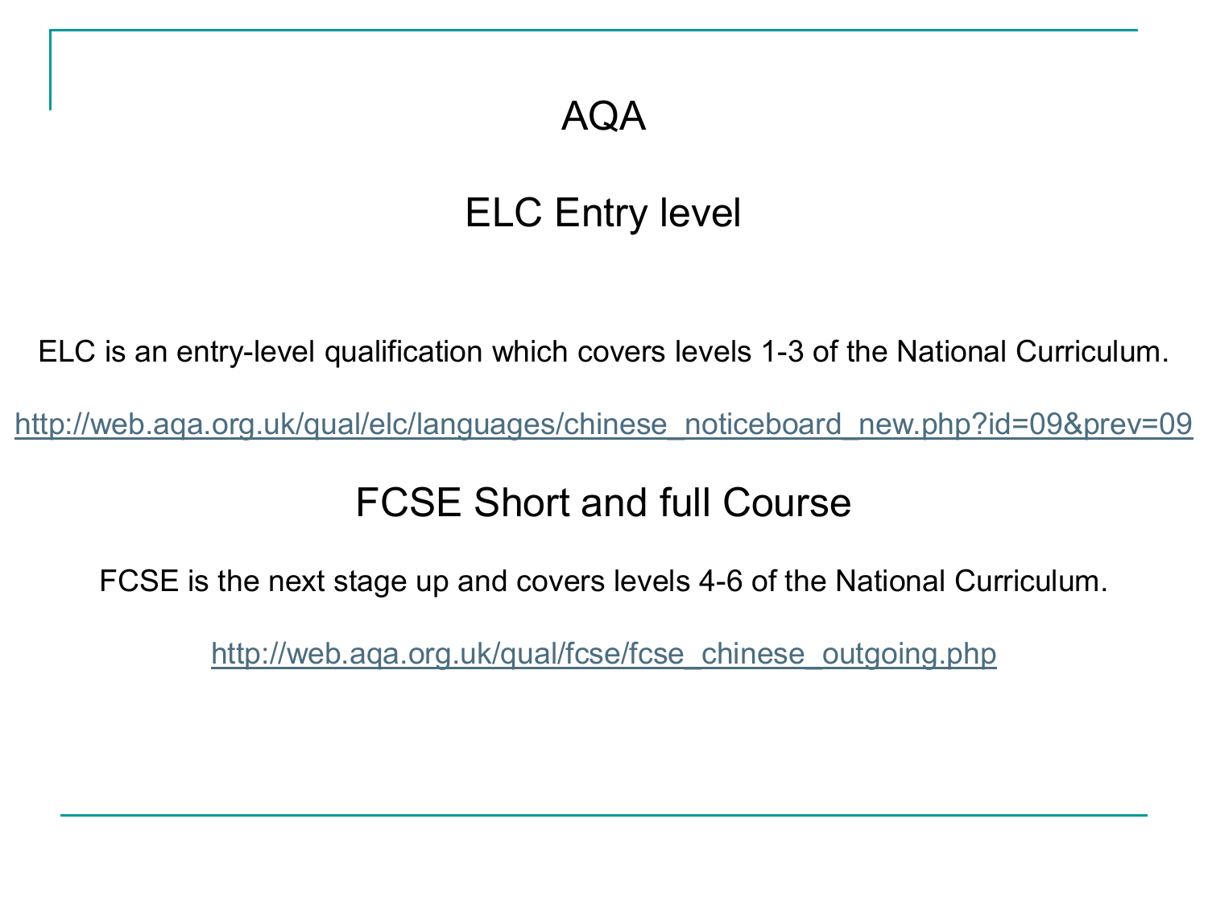# AQA

## ELC Entry level

ELC is an entry-level qualification which covers levels 1-3 of the National Curriculum.

http://web.aqa.org.uk/qual/elc/languages/chinese_noticeboard_new.php?id=09&prev=09

## FCSE Short and full Course

FCSE is the next stage up and covers levels 4-6 of the National Curriculum.

http://web.aqa.org.uk/qual/fcse/fcse_chinese_outgoing.php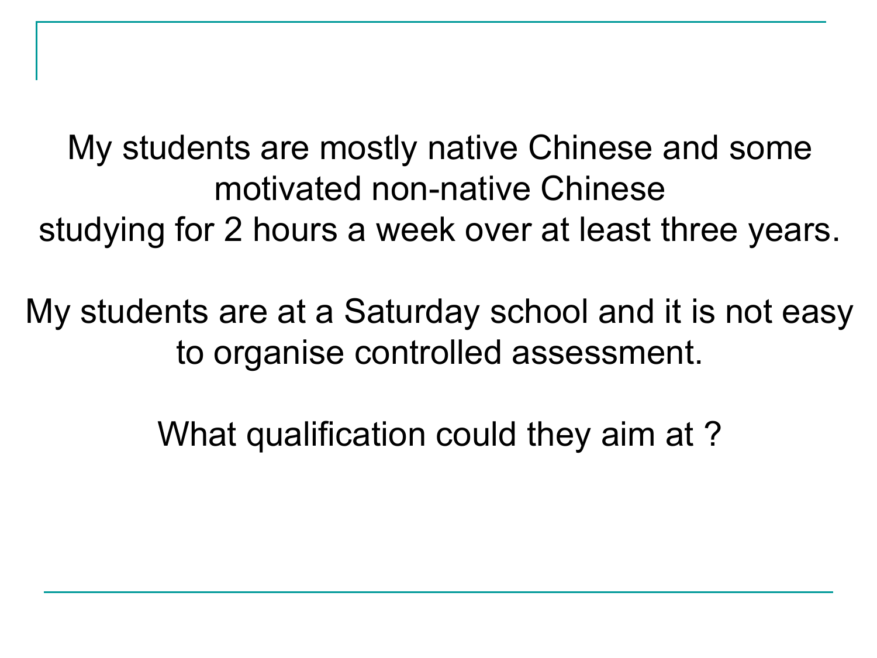My students are mostly native Chinese and some motivated non-native Chinese studying for 2 hours a week over at least three years.

My students are at a Saturday school and it is not easy to organise controlled assessment.

What qualification could they aim at ?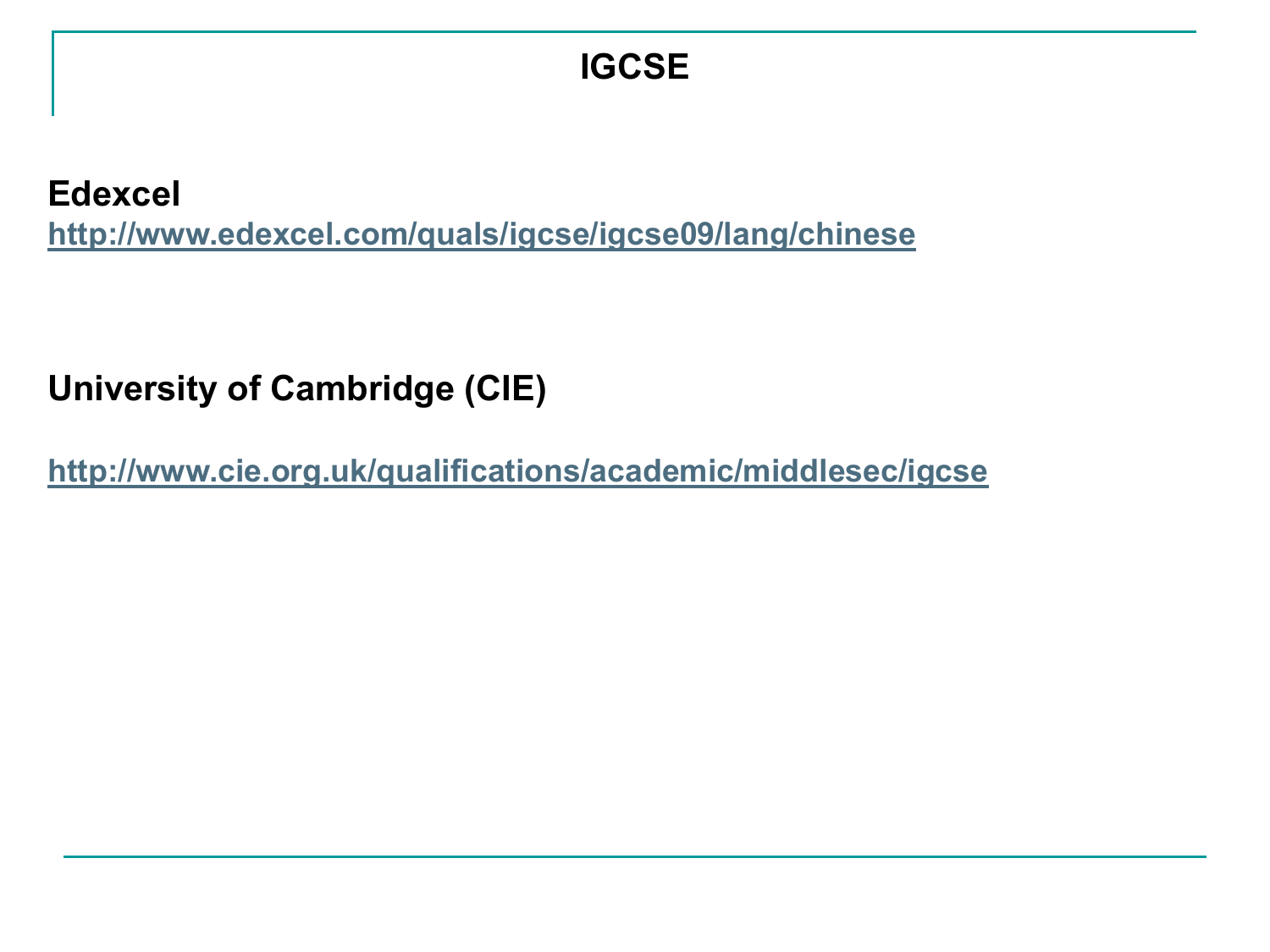# IGCSE

**Edexcel**

**http://www.edexcel.com/quals/igcse/igcse09/lang/chinese**

**University of Cambridge (CIE)**

**http://www.cie.org.uk/qualifications/academic/middlesec/igcse**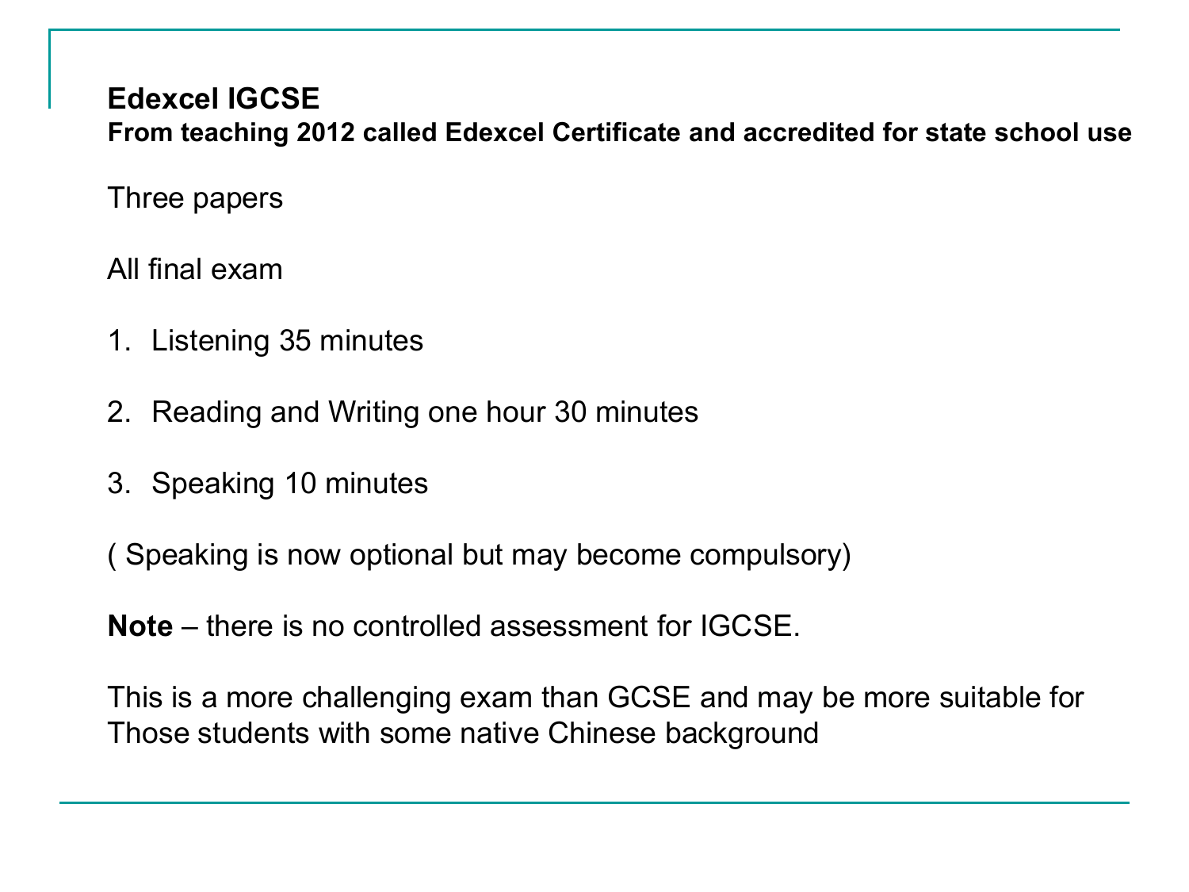## Edexcel IGCSE

**From teaching 2012 called Edexcel Certificate and accredited for state school use**

Three papers

All final exam

1. Listening 35 minutes
2. Reading and Writing one hour 30 minutes
3. Speaking 10 minutes

( Speaking is now optional but may become compulsory)

**Note** – there is no controlled assessment for IGCSE.

This is a more challenging exam than GCSE and may be more suitable for Those students with some native Chinese background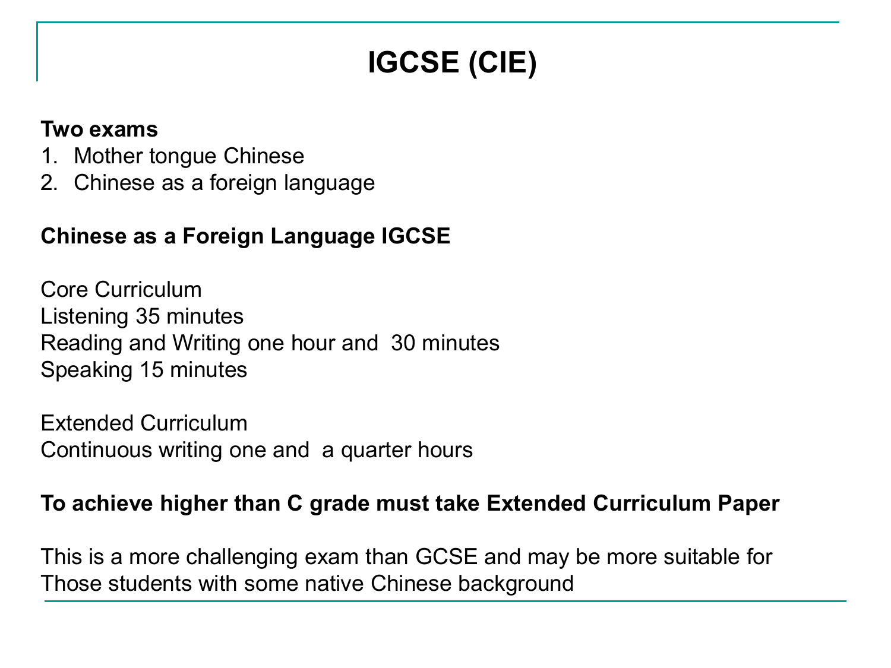# IGCSE (CIE)

**Two exams**

1. Mother tongue Chinese
2. Chinese as a foreign language

**Chinese as a Foreign Language IGCSE**

Core Curriculum
Listening 35 minutes
Reading and Writing one hour and 30 minutes
Speaking 15 minutes

Extended Curriculum
Continuous writing one and a quarter hours

**To achieve higher than C grade must take Extended Curriculum Paper**

This is a more challenging exam than GCSE and may be more suitable for Those students with some native Chinese background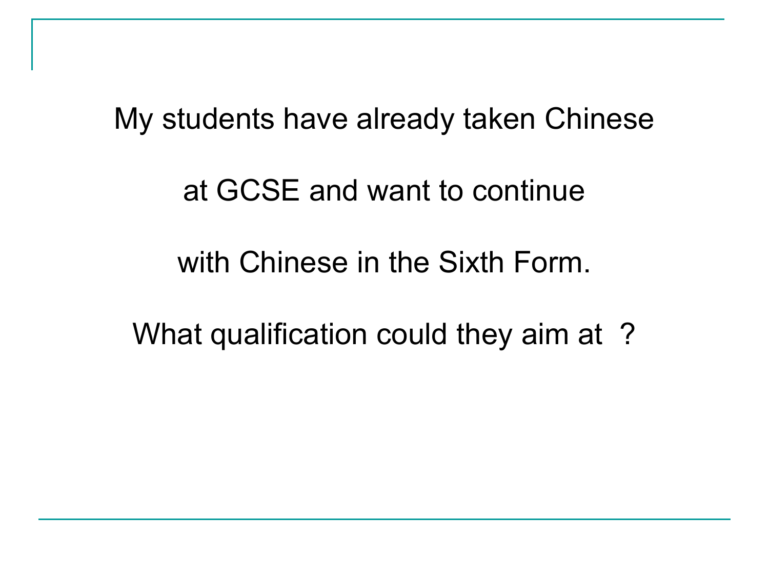My students have already taken Chinese

at GCSE and want to continue

with Chinese in the Sixth Form.

What qualification could they aim at ?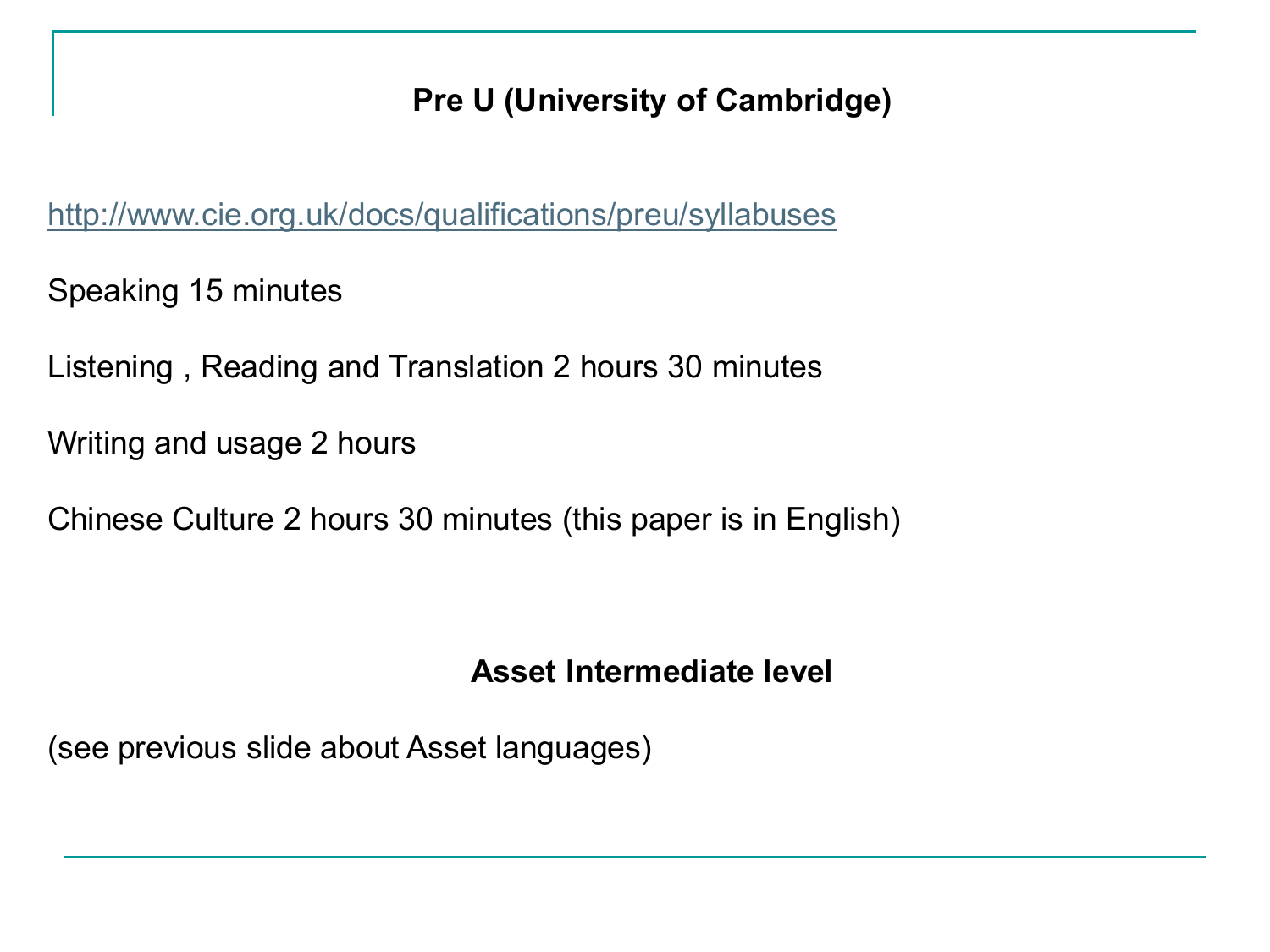## Pre U (University of Cambridge)

http://www.cie.org.uk/docs/qualifications/preu/syllabuses

Speaking 15 minutes

Listening , Reading and Translation 2 hours 30 minutes

Writing and usage 2 hours

Chinese Culture 2 hours 30 minutes (this paper is in English)

## Asset Intermediate level

(see previous slide about Asset languages)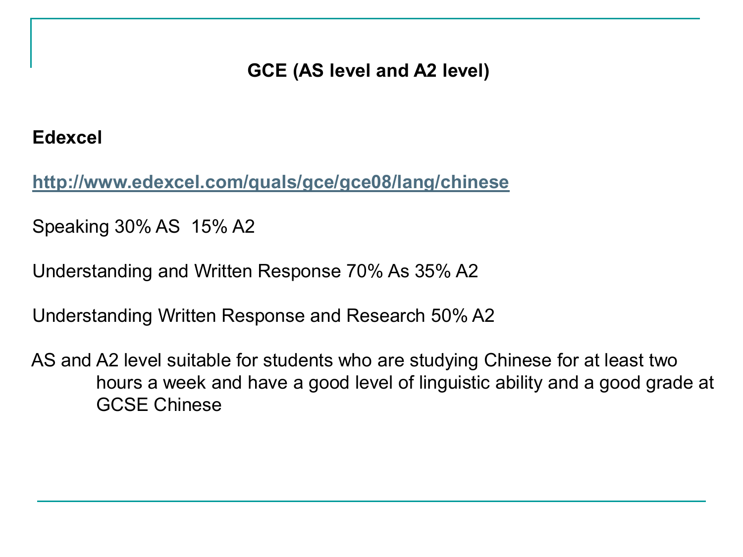## GCE (AS level and A2 level)

**Edexcel**

http://www.edexcel.com/quals/gce/gce08/lang/chinese

Speaking 30% AS 15% A2

Understanding and Written Response 70% As 35% A2

Understanding Written Response and Research 50% A2

AS and A2 level suitable for students who are studying Chinese for at least two hours a week and have a good level of linguistic ability and a good grade at GCSE Chinese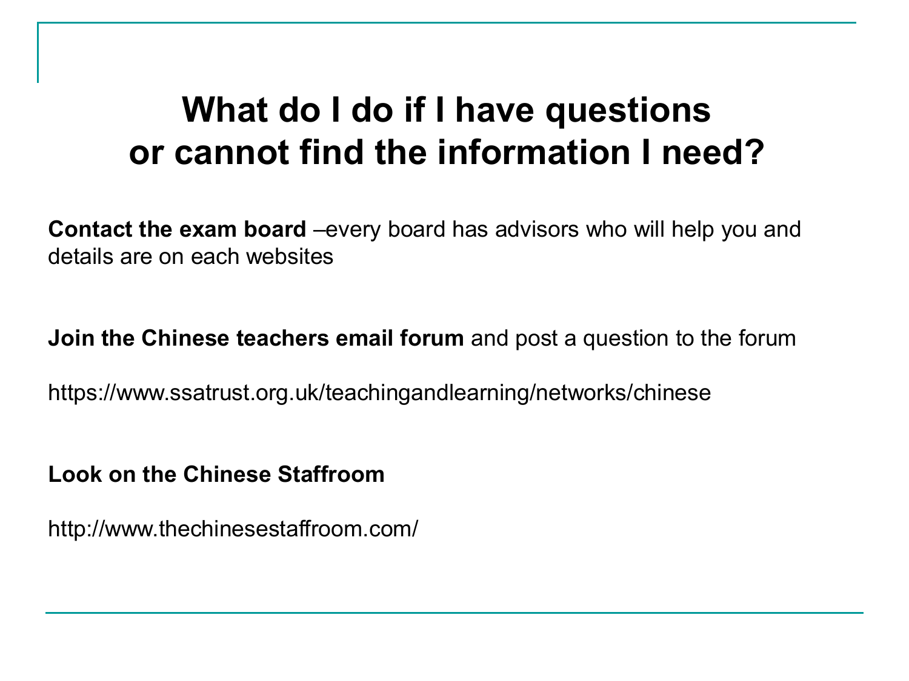# What do I do if I have questions or cannot find the information I need?

**Contact the exam board** –every board has advisors who will help you and details are on each websites

**Join the Chinese teachers email forum** and post a question to the forum

https://www.ssatrust.org.uk/teachingandlearning/networks/chinese

**Look on the Chinese Staffroom**

http://www.thechinesestaffroom.com/